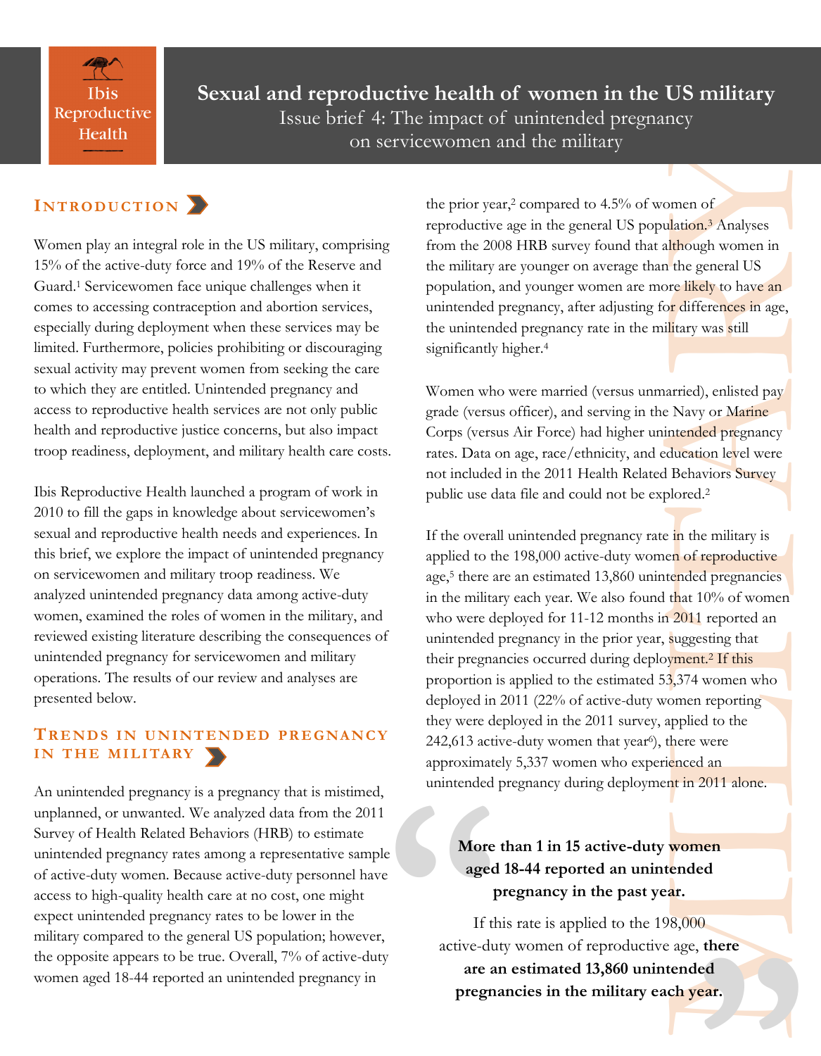Ibis Reproductive Health

# Sexual and reproductive health of women in the US military

Issue brief 4: The impact of unintended pregnancy on servicewomen and the military

## Introduction

Women play an integral role in the US military, comprising 15% of the active-duty force and 19% of the Reserve and Guard.[1] Servicewomen face unique challenges when it comes to accessing contraception and abortion services, especially during deployment when these services may be limited. Furthermore, policies prohibiting or discouraging sexual activity may prevent women from seeking the care to which they are entitled. Unintended pregnancy and access to reproductive health services are not only public health and reproductive justice concerns, but also impact troop readiness, deployment, and military health care costs.

Ibis Reproductive Health launched a program of work in 2010 to fill the gaps in knowledge about servicewomen's sexual and reproductive health needs and experiences. In this brief, we explore the impact of unintended pregnancy on servicewomen and military troop readiness. We analyzed unintended pregnancy data among active-duty women, examined the roles of women in the military, and reviewed existing literature describing the consequences of unintended pregnancy for servicewomen and military operations. The results of our review and analyses are presented below.

## Trends in unintended pregnancy in the military

An unintended pregnancy is a pregnancy that is mistimed, unplanned, or unwanted. We analyzed data from the 2011 Survey of Health Related Behaviors (HRB) to estimate unintended pregnancy rates among a representative sample of active-duty women. Because active-duty personnel have access to high-quality health care at no cost, one might expect unintended pregnancy rates to be lower in the military compared to the general US population; however, the opposite appears to be true. Overall, 7% of active-duty women aged 18-44 reported an unintended pregnancy in the prior year,[2] compared to 4.5% of women of reproductive age in the general US population.[3] Analyses from the 2008 HRB survey found that although women in the military are younger on average than the general US population, and younger women are more likely to have an unintended pregnancy, after adjusting for differences in age, the unintended pregnancy rate in the military was still significantly higher.[4]

Women who were married (versus unmarried), enlisted pay grade (versus officer), and serving in the Navy or Marine Corps (versus Air Force) had higher unintended pregnancy rates. Data on age, race/ethnicity, and education level were not included in the 2011 Health Related Behaviors Survey public use data file and could not be explored.[2]

If the overall unintended pregnancy rate in the military is applied to the 198,000 active-duty women of reproductive age,[5] there are an estimated 13,860 unintended pregnancies in the military each year. We also found that 10% of women who were deployed for 11-12 months in 2011 reported an unintended pregnancy in the prior year, suggesting that their pregnancies occurred during deployment.[2] If this proportion is applied to the estimated 53,374 women who deployed in 2011 (22% of active-duty women reporting they were deployed in the 2011 survey, applied to the 242,613 active-duty women that year[6]), there were approximately 5,337 women who experienced an unintended pregnancy during deployment in 2011 alone.

> **More than 1 in 15 active-duty women aged 18-44 reported an unintended pregnancy in the past year.**
>
> If this rate is applied to the 198,000 active-duty women of reproductive age, **there are an estimated 13,860 unintended pregnancies in the military each year.**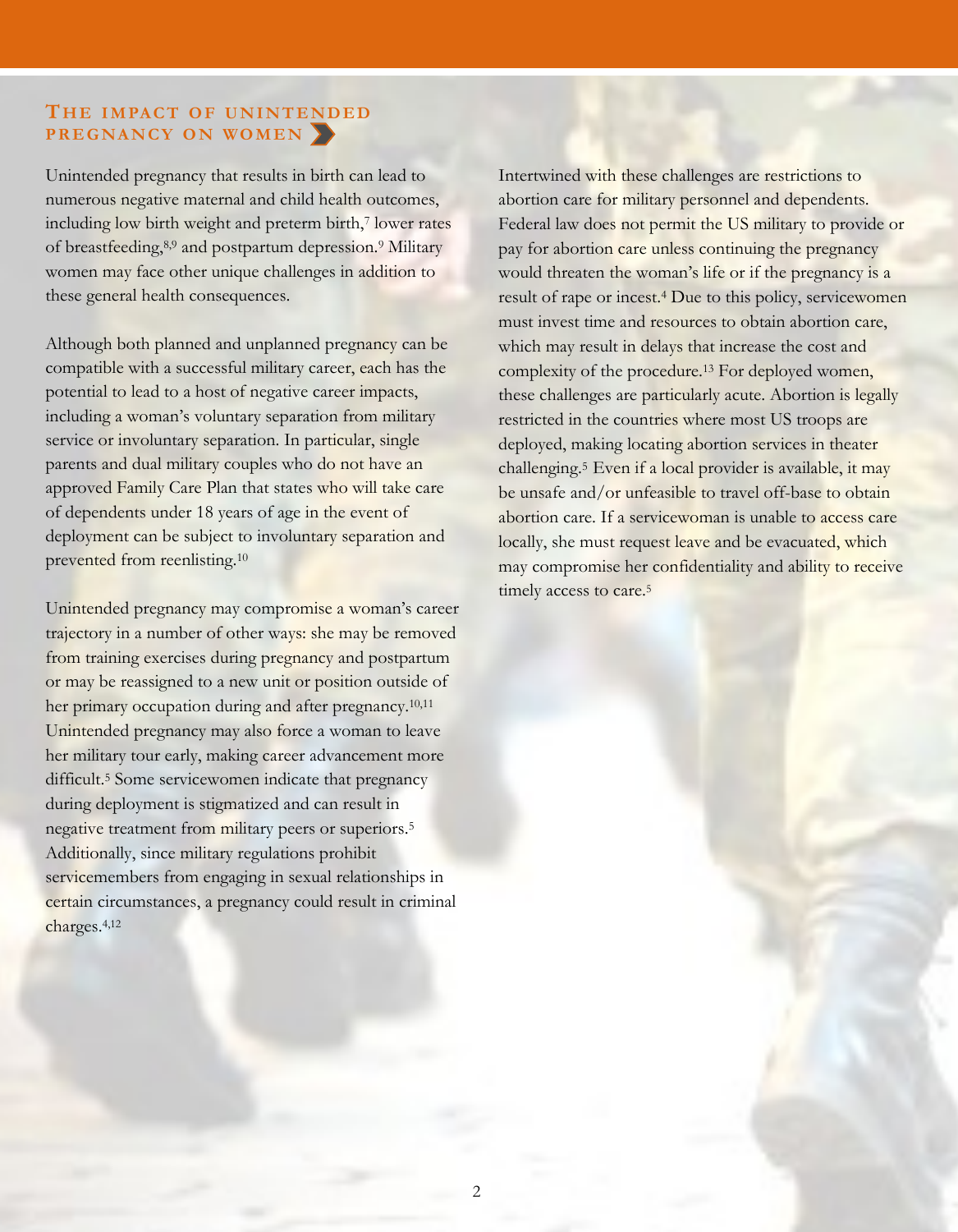## The impact of unintended pregnancy on women

Unintended pregnancy that results in birth can lead to numerous negative maternal and child health outcomes, including low birth weight and preterm birth,[7] lower rates of breastfeeding,[8,9] and postpartum depression.[9] Military women may face other unique challenges in addition to these general health consequences.

Although both planned and unplanned pregnancy can be compatible with a successful military career, each has the potential to lead to a host of negative career impacts, including a woman's voluntary separation from military service or involuntary separation. In particular, single parents and dual military couples who do not have an approved Family Care Plan that states who will take care of dependents under 18 years of age in the event of deployment can be subject to involuntary separation and prevented from reenlisting.[10]

Unintended pregnancy may compromise a woman's career trajectory in a number of other ways: she may be removed from training exercises during pregnancy and postpartum or may be reassigned to a new unit or position outside of her primary occupation during and after pregnancy.[10,11] Unintended pregnancy may also force a woman to leave her military tour early, making career advancement more difficult.[5] Some servicewomen indicate that pregnancy during deployment is stigmatized and can result in negative treatment from military peers or superiors.[5] Additionally, since military regulations prohibit servicemembers from engaging in sexual relationships in certain circumstances, a pregnancy could result in criminal charges.[4,12]

Intertwined with these challenges are restrictions to abortion care for military personnel and dependents. Federal law does not permit the US military to provide or pay for abortion care unless continuing the pregnancy would threaten the woman's life or if the pregnancy is a result of rape or incest.[4] Due to this policy, servicewomen must invest time and resources to obtain abortion care, which may result in delays that increase the cost and complexity of the procedure.[13] For deployed women, these challenges are particularly acute. Abortion is legally restricted in the countries where most US troops are deployed, making locating abortion services in theater challenging.[5] Even if a local provider is available, it may be unsafe and/or unfeasible to travel off-base to obtain abortion care. If a servicewoman is unable to access care locally, she must request leave and be evacuated, which may compromise her confidentiality and ability to receive timely access to care.[5]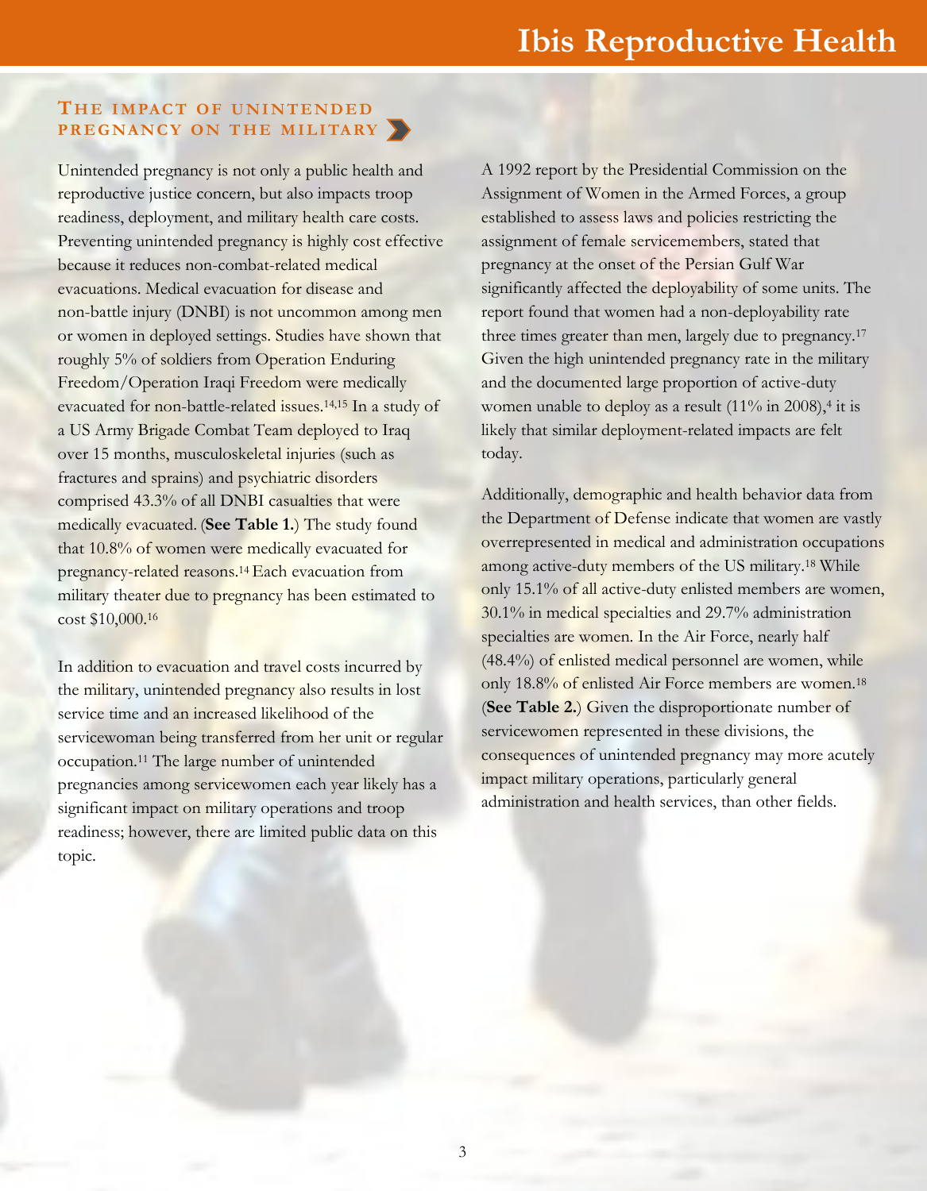## The impact of unintended pregnancy on the military

Unintended pregnancy is not only a public health and reproductive justice concern, but also impacts troop readiness, deployment, and military health care costs. Preventing unintended pregnancy is highly cost effective because it reduces non-combat-related medical evacuations. Medical evacuation for disease and non-battle injury (DNBI) is not uncommon among men or women in deployed settings. Studies have shown that roughly 5% of soldiers from Operation Enduring Freedom/Operation Iraqi Freedom were medically evacuated for non-battle-related issues.[14,15] In a study of a US Army Brigade Combat Team deployed to Iraq over 15 months, musculoskeletal injuries (such as fractures and sprains) and psychiatric disorders comprised 43.3% of all DNBI casualties that were medically evacuated. (**See Table 1.**) The study found that 10.8% of women were medically evacuated for pregnancy-related reasons.[14] Each evacuation from military theater due to pregnancy has been estimated to cost $10,000.[16]

In addition to evacuation and travel costs incurred by the military, unintended pregnancy also results in lost service time and an increased likelihood of the servicewoman being transferred from her unit or regular occupation.[11] The large number of unintended pregnancies among servicewomen each year likely has a significant impact on military operations and troop readiness; however, there are limited public data on this topic.

A 1992 report by the Presidential Commission on the Assignment of Women in the Armed Forces, a group established to assess laws and policies restricting the assignment of female servicemembers, stated that pregnancy at the onset of the Persian Gulf War significantly affected the deployability of some units. The report found that women had a non-deployability rate three times greater than men, largely due to pregnancy.[17] Given the high unintended pregnancy rate in the military and the documented large proportion of active-duty women unable to deploy as a result (11% in 2008),[4] it is likely that similar deployment-related impacts are felt today.

Additionally, demographic and health behavior data from the Department of Defense indicate that women are vastly overrepresented in medical and administration occupations among active-duty members of the US military.[18] While only 15.1% of all active-duty enlisted members are women, 30.1% in medical specialties and 29.7% administration specialties are women. In the Air Force, nearly half (48.4%) of enlisted medical personnel are women, while only 18.8% of enlisted Air Force members are women.[18] (**See Table 2.**) Given the disproportionate number of servicewomen represented in these divisions, the consequences of unintended pregnancy may more acutely impact military operations, particularly general administration and health services, than other fields.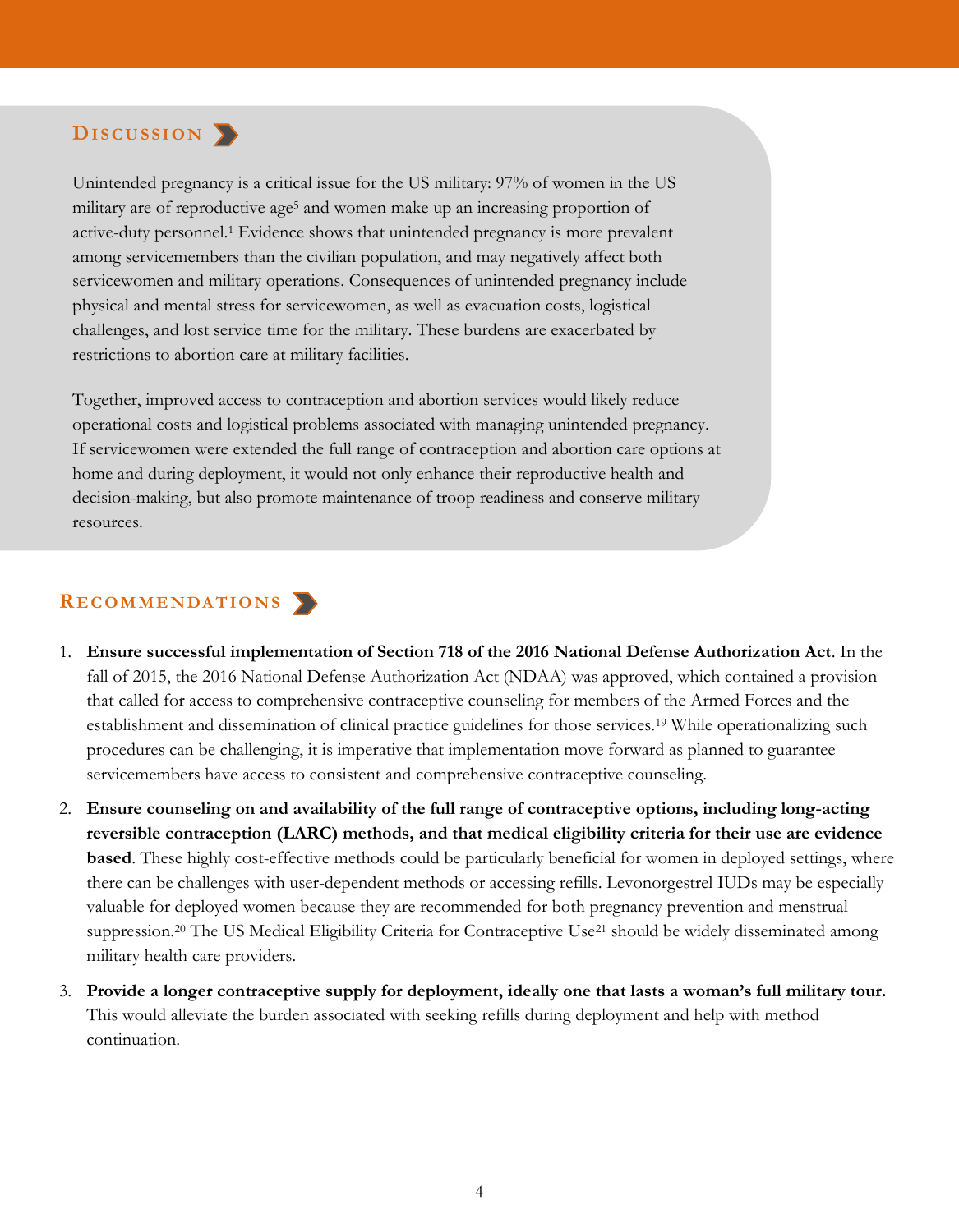## Discussion

Unintended pregnancy is a critical issue for the US military: 97% of women in the US military are of reproductive age[5] and women make up an increasing proportion of active-duty personnel.[1] Evidence shows that unintended pregnancy is more prevalent among servicemembers than the civilian population, and may negatively affect both servicewomen and military operations. Consequences of unintended pregnancy include physical and mental stress for servicewomen, as well as evacuation costs, logistical challenges, and lost service time for the military. These burdens are exacerbated by restrictions to abortion care at military facilities.

Together, improved access to contraception and abortion services would likely reduce operational costs and logistical problems associated with managing unintended pregnancy. If servicewomen were extended the full range of contraception and abortion care options at home and during deployment, it would not only enhance their reproductive health and decision-making, but also promote maintenance of troop readiness and conserve military resources.

## Recommendations

1. **Ensure successful implementation of Section 718 of the 2016 National Defense Authorization Act**. In the fall of 2015, the 2016 National Defense Authorization Act (NDAA) was approved, which contained a provision that called for access to comprehensive contraceptive counseling for members of the Armed Forces and the establishment and dissemination of clinical practice guidelines for those services.[19] While operationalizing such procedures can be challenging, it is imperative that implementation move forward as planned to guarantee servicemembers have access to consistent and comprehensive contraceptive counseling.

2. **Ensure counseling on and availability of the full range of contraceptive options, including long-acting reversible contraception (LARC) methods, and that medical eligibility criteria for their use are evidence based**. These highly cost-effective methods could be particularly beneficial for women in deployed settings, where there can be challenges with user-dependent methods or accessing refills. Levonorgestrel IUDs may be especially valuable for deployed women because they are recommended for both pregnancy prevention and menstrual suppression.[20] The US Medical Eligibility Criteria for Contraceptive Use[21] should be widely disseminated among military health care providers.

3. **Provide a longer contraceptive supply for deployment, ideally one that lasts a woman's full military tour.** This would alleviate the burden associated with seeking refills during deployment and help with method continuation.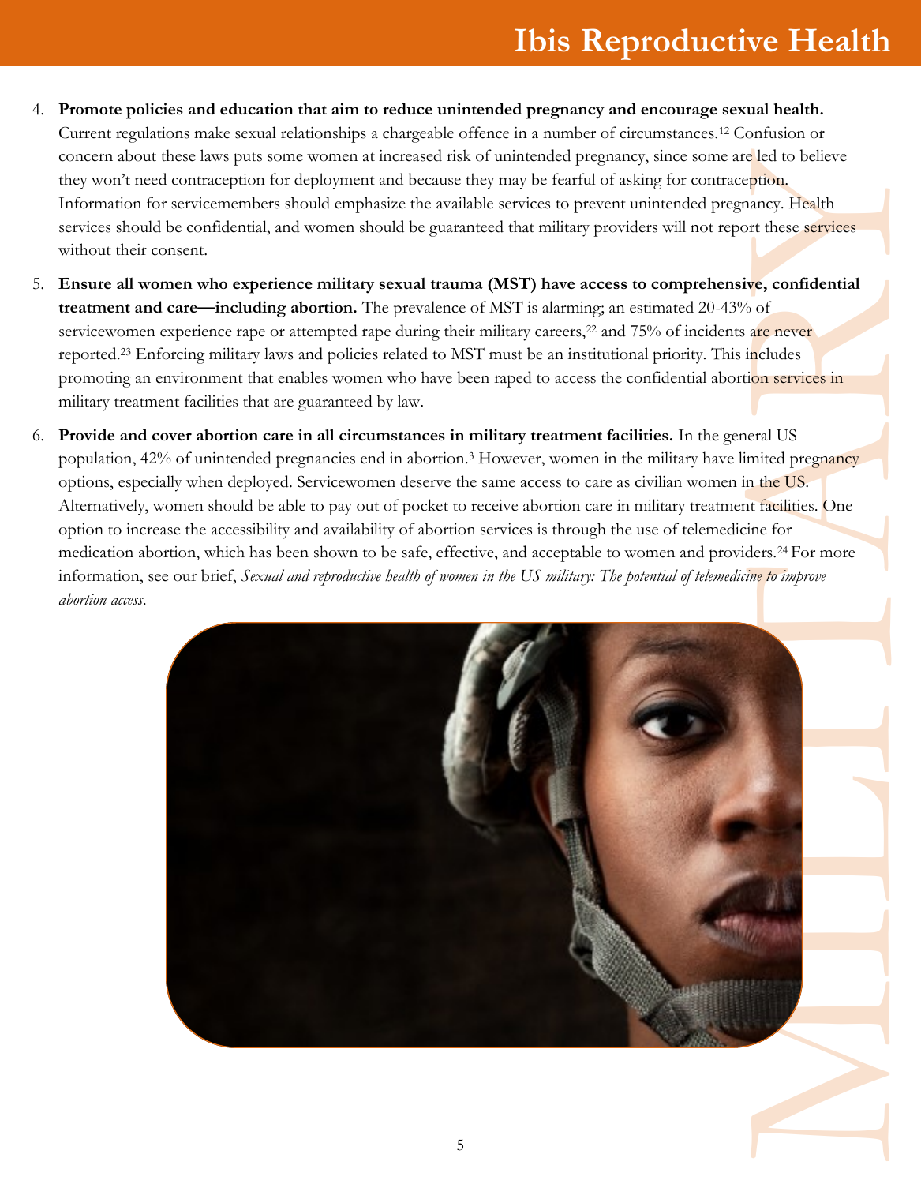4. **Promote policies and education that aim to reduce unintended pregnancy and encourage sexual health.** Current regulations make sexual relationships a chargeable offence in a number of circumstances.[12] Confusion or concern about these laws puts some women at increased risk of unintended pregnancy, since some are led to believe they won't need contraception for deployment and because they may be fearful of asking for contraception. Information for servicemembers should emphasize the available services to prevent unintended pregnancy. Health services should be confidential, and women should be guaranteed that military providers will not report these services without their consent.

5. **Ensure all women who experience military sexual trauma (MST) have access to comprehensive, confidential treatment and care—including abortion.** The prevalence of MST is alarming; an estimated 20-43% of servicewomen experience rape or attempted rape during their military careers,[22] and 75% of incidents are never reported.[23] Enforcing military laws and policies related to MST must be an institutional priority. This includes promoting an environment that enables women who have been raped to access the confidential abortion services in military treatment facilities that are guaranteed by law.

6. **Provide and cover abortion care in all circumstances in military treatment facilities.** In the general US population, 42% of unintended pregnancies end in abortion.[3] However, women in the military have limited pregnancy options, especially when deployed. Servicewomen deserve the same access to care as civilian women in the US. Alternatively, women should be able to pay out of pocket to receive abortion care in military treatment facilities. One option to increase the accessibility and availability of abortion services is through the use of telemedicine for medication abortion, which has been shown to be safe, effective, and acceptable to women and providers.[24] For more information, see our brief, *Sexual and reproductive health of women in the US military: The potential of telemedicine to improve abortion access*.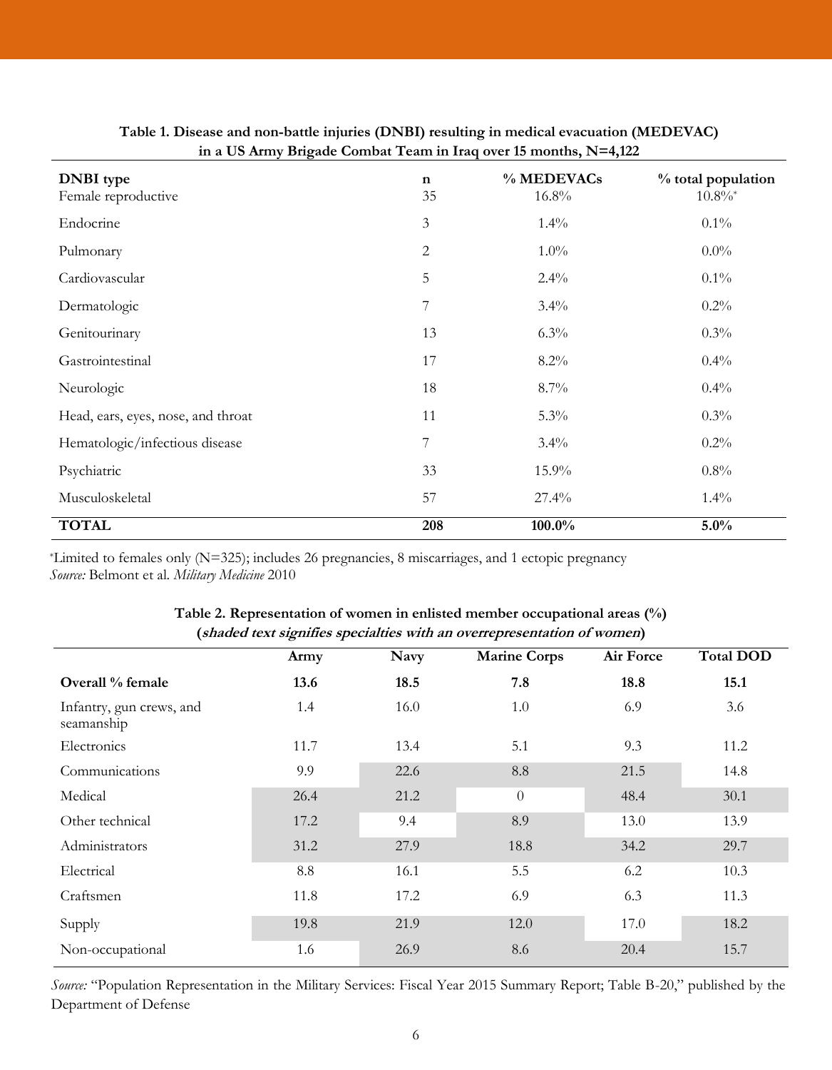**Table 1. Disease and non-battle injuries (DNBI) resulting in medical evacuation (MEDEVAC) in a US Army Brigade Combat Team in Iraq over 15 months, N=4,122**

| DNBI type | n | % MEDEVACs | % total population |
|---|---|---|---|
| Female reproductive | 35 | 16.8% | 10.8%* |
| Endocrine | 3 | 1.4% | 0.1% |
| Pulmonary | 2 | 1.0% | 0.0% |
| Cardiovascular | 5 | 2.4% | 0.1% |
| Dermatologic | 7 | 3.4% | 0.2% |
| Genitourinary | 13 | 6.3% | 0.3% |
| Gastrointestinal | 17 | 8.2% | 0.4% |
| Neurologic | 18 | 8.7% | 0.4% |
| Head, ears, eyes, nose, and throat | 11 | 5.3% | 0.3% |
| Hematologic/infectious disease | 7 | 3.4% | 0.2% |
| Psychiatric | 33 | 15.9% | 0.8% |
| Musculoskeletal | 57 | 27.4% | 1.4% |
| **TOTAL** | **208** | **100.0%** | **5.0%** |

*Limited to females only (N=325); includes 26 pregnancies, 8 miscarriages, and 1 ectopic pregnancy
*Source:* Belmont et al. *Military Medicine* 2010

**Table 2. Representation of women in enlisted member occupational areas (%)**
**(*shaded text signifies specialties with an overrepresentation of women*)**

| | Army | Navy | Marine Corps | Air Force | Total DOD |
|---|---|---|---|---|---|
| **Overall % female** | **13.6** | **18.5** | **7.8** | **18.8** | **15.1** |
| Infantry, gun crews, and seamanship | 1.4 | 16.0 | 1.0 | 6.9 | 3.6 |
| Electronics | 11.7 | 13.4 | 5.1 | 9.3 | 11.2 |
| Communications | 9.9 | 22.6 | 8.8 | 21.5 | 14.8 |
| Medical | 26.4 | 21.2 | 0 | 48.4 | 30.1 |
| Other technical | 17.2 | 9.4 | 8.9 | 13.0 | 13.9 |
| Administrators | 31.2 | 27.9 | 18.8 | 34.2 | 29.7 |
| Electrical | 8.8 | 16.1 | 5.5 | 6.2 | 10.3 |
| Craftsmen | 11.8 | 17.2 | 6.9 | 6.3 | 11.3 |
| Supply | 19.8 | 21.9 | 12.0 | 17.0 | 18.2 |
| Non-occupational | 1.6 | 26.9 | 8.6 | 20.4 | 15.7 |

*Source:* "Population Representation in the Military Services: Fiscal Year 2015 Summary Report; Table B-20," published by the Department of Defense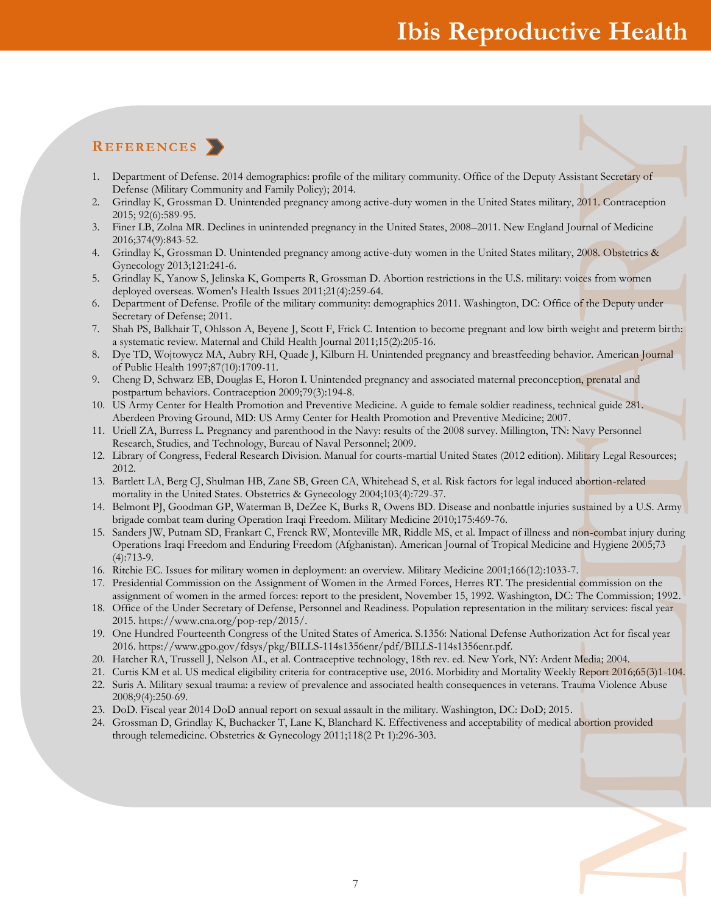## References

1. Department of Defense. 2014 demographics: profile of the military community. Office of the Deputy Assistant Secretary of Defense (Military Community and Family Policy); 2014.
2. Grindlay K, Grossman D. Unintended pregnancy among active-duty women in the United States military, 2011. Contraception 2015; 92(6):589-95.
3. Finer LB, Zolna MR. Declines in unintended pregnancy in the United States, 2008–2011. New England Journal of Medicine 2016;374(9):843-52.
4. Grindlay K, Grossman D. Unintended pregnancy among active-duty women in the United States military, 2008. Obstetrics & Gynecology 2013;121:241-6.
5. Grindlay K, Yanow S, Jelinska K, Gomperts R, Grossman D. Abortion restrictions in the U.S. military: voices from women deployed overseas. Women's Health Issues 2011;21(4):259-64.
6. Department of Defense. Profile of the military community: demographics 2011. Washington, DC: Office of the Deputy under Secretary of Defense; 2011.
7. Shah PS, Balkhair T, Ohlsson A, Beyene J, Scott F, Frick C. Intention to become pregnant and low birth weight and preterm birth: a systematic review. Maternal and Child Health Journal 2011;15(2):205-16.
8. Dye TD, Wojtowycz MA, Aubry RH, Quade J, Kilburn H. Unintended pregnancy and breastfeeding behavior. American Journal of Public Health 1997;87(10):1709-11.
9. Cheng D, Schwarz EB, Douglas E, Horon I. Unintended pregnancy and associated maternal preconception, prenatal and postpartum behaviors. Contraception 2009;79(3):194-8.
10. US Army Center for Health Promotion and Preventive Medicine. A guide to female soldier readiness, technical guide 281. Aberdeen Proving Ground, MD: US Army Center for Health Promotion and Preventive Medicine; 2007.
11. Uriell ZA, Burress L. Pregnancy and parenthood in the Navy: results of the 2008 survey. Millington, TN: Navy Personnel Research, Studies, and Technology, Bureau of Naval Personnel; 2009.
12. Library of Congress, Federal Research Division. Manual for courts-martial United States (2012 edition). Military Legal Resources; 2012.
13. Bartlett LA, Berg CJ, Shulman HB, Zane SB, Green CA, Whitehead S, et al. Risk factors for legal induced abortion-related mortality in the United States. Obstetrics & Gynecology 2004;103(4):729-37.
14. Belmont PJ, Goodman GP, Waterman B, DeZee K, Burks R, Owens BD. Disease and nonbattle injuries sustained by a U.S. Army brigade combat team during Operation Iraqi Freedom. Military Medicine 2010;175:469-76.
15. Sanders JW, Putnam SD, Frankart C, Frenck RW, Monteville MR, Riddle MS, et al. Impact of illness and non-combat injury during Operations Iraqi Freedom and Enduring Freedom (Afghanistan). American Journal of Tropical Medicine and Hygiene 2005;73 (4):713-9.
16. Ritchie EC. Issues for military women in deployment: an overview. Military Medicine 2001;166(12):1033-7.
17. Presidential Commission on the Assignment of Women in the Armed Forces, Herres RT. The presidential commission on the assignment of women in the armed forces: report to the president, November 15, 1992. Washington, DC: The Commission; 1992.
18. Office of the Under Secretary of Defense, Personnel and Readiness. Population representation in the military services: fiscal year 2015. https://www.cna.org/pop-rep/2015/.
19. One Hundred Fourteenth Congress of the United States of America. S.1356: National Defense Authorization Act for fiscal year 2016. https://www.gpo.gov/fdsys/pkg/BILLS-114s1356enr/pdf/BILLS-114s1356enr.pdf.
20. Hatcher RA, Trussell J, Nelson AL, et al. Contraceptive technology, 18th rev. ed. New York, NY: Ardent Media; 2004.
21. Curtis KM et al. US medical eligibility criteria for contraceptive use, 2016. Morbidity and Mortality Weekly Report 2016;65(3)1-104.
22. Suris A. Military sexual trauma: a review of prevalence and associated health consequences in veterans. Trauma Violence Abuse 2008;9(4):250-69.
23. DoD. Fiscal year 2014 DoD annual report on sexual assault in the military. Washington, DC: DoD; 2015.
24. Grossman D, Grindlay K, Buchacker T, Lane K, Blanchard K. Effectiveness and acceptability of medical abortion provided through telemedicine. Obstetrics & Gynecology 2011;118(2 Pt 1):296-303.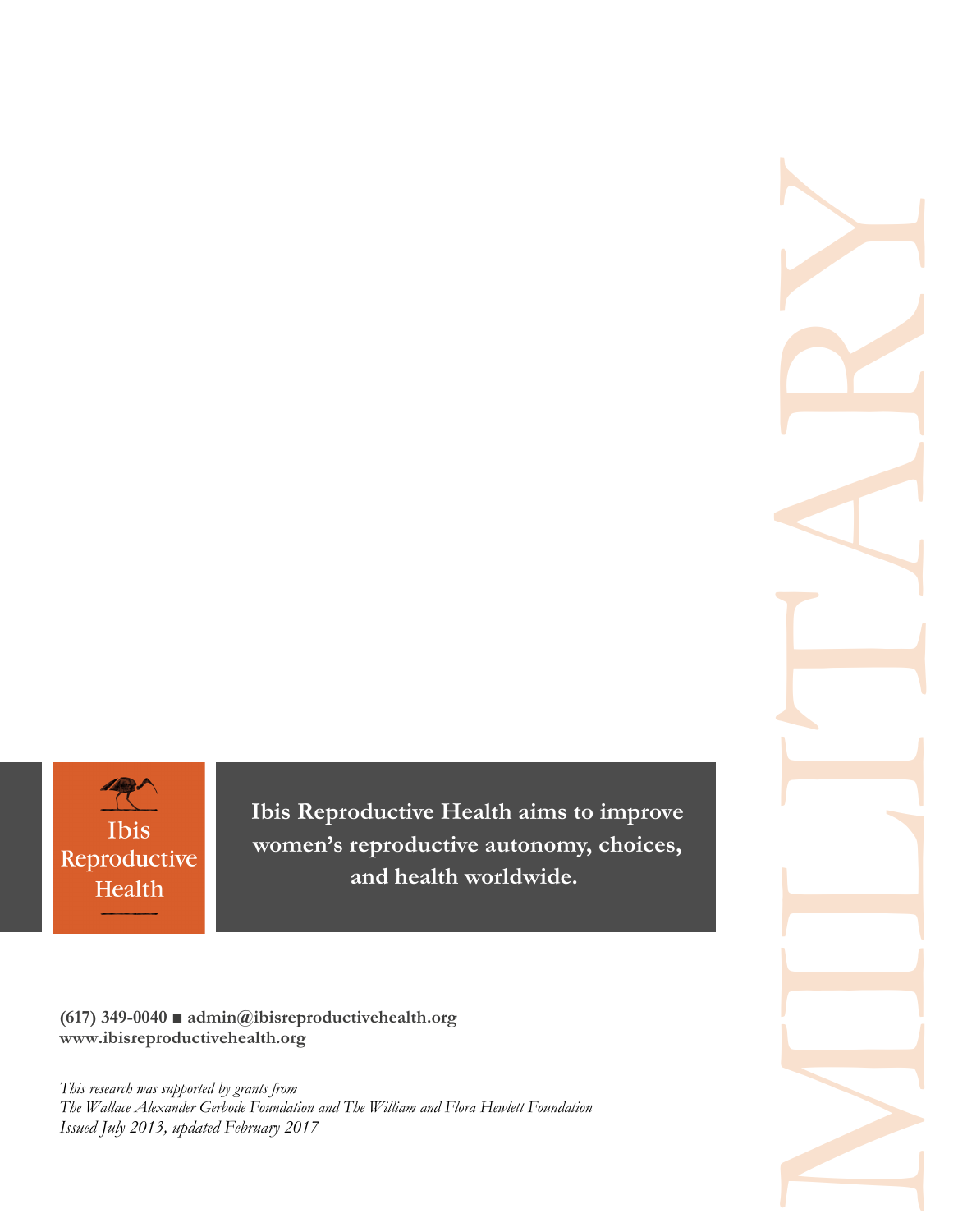MILITARY

Ibis Reproductive Health

**Ibis Reproductive Health aims to improve women's reproductive autonomy, choices, and health worldwide.**

**(617) 349-0040 ■ admin@ibisreproductivehealth.org**
**www.ibisreproductivehealth.org**

*This research was supported by grants from*
*The Wallace Alexander Gerbode Foundation and The William and Flora Hewlett Foundation*
*Issued July 2013, updated February 2017*